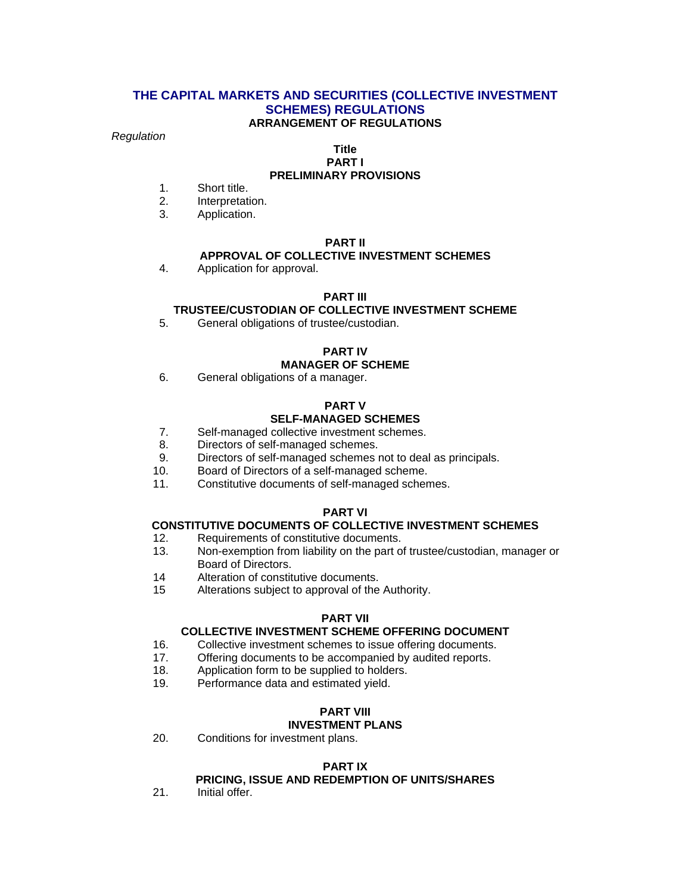# THE CAPITAL MARKETS AND SECURITIES (COLLECTIVE INVESTMENT SCHEMES) REGULATIONS

**ARRANGEMENT OF REGULATIONS**

*Regulation*

**Title**

## PART I
## PRELIMINARY PROVISIONS

1. Short title.
2. Interpretation.
3. Application.

## PART II
## APPROVAL OF COLLECTIVE INVESTMENT SCHEMES

4. Application for approval.

## PART III
## TRUSTEE/CUSTODIAN OF COLLECTIVE INVESTMENT SCHEME

5. General obligations of trustee/custodian.

## PART IV
## MANAGER OF SCHEME

6. General obligations of a manager.

## PART V
## SELF-MANAGED SCHEMES

7. Self-managed collective investment schemes.
8. Directors of self-managed schemes.
9. Directors of self-managed schemes not to deal as principals.
10. Board of Directors of a self-managed scheme.
11. Constitutive documents of self-managed schemes.

## PART VI
## CONSTITUTIVE DOCUMENTS OF COLLECTIVE INVESTMENT SCHEMES

12. Requirements of constitutive documents.
13. Non-exemption from liability on the part of trustee/custodian, manager or Board of Directors.
14. Alteration of constitutive documents.
15. Alterations subject to approval of the Authority.

## PART VII
## COLLECTIVE INVESTMENT SCHEME OFFERING DOCUMENT

16. Collective investment schemes to issue offering documents.
17. Offering documents to be accompanied by audited reports.
18. Application form to be supplied to holders.
19. Performance data and estimated yield.

## PART VIII
## INVESTMENT PLANS

20. Conditions for investment plans.

## PART IX
## PRICING, ISSUE AND REDEMPTION OF UNITS/SHARES

21. Initial offer.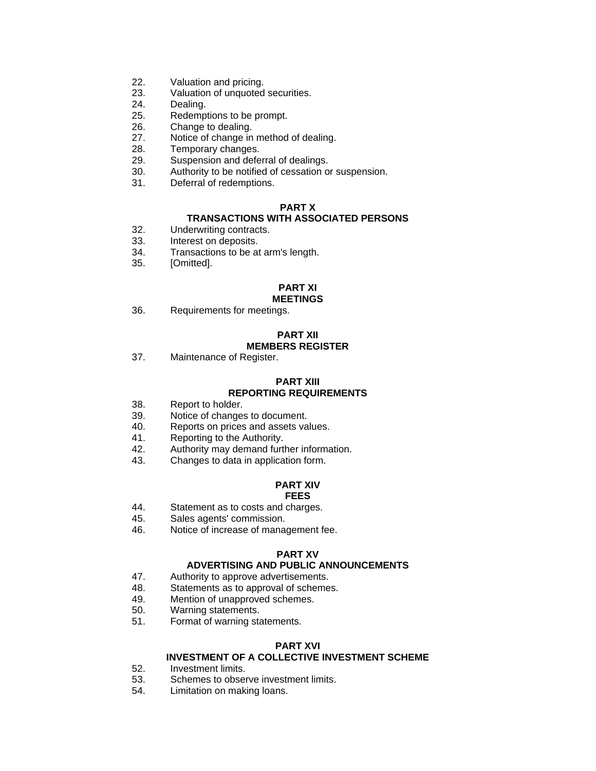22. Valuation and pricing.
23. Valuation of unquoted securities.
24. Dealing.
25. Redemptions to be prompt.
26. Change to dealing.
27. Notice of change in method of dealing.
28. Temporary changes.
29. Suspension and deferral of dealings.
30. Authority to be notified of cessation or suspension.
31. Deferral of redemptions.

**PART X**
**TRANSACTIONS WITH ASSOCIATED PERSONS**

32. Underwriting contracts.
33. Interest on deposits.
34. Transactions to be at arm's length.
35. [Omitted].

**PART XI**
**MEETINGS**

36. Requirements for meetings.

**PART XII**
**MEMBERS REGISTER**

37. Maintenance of Register.

**PART XIII**
**REPORTING REQUIREMENTS**

38. Report to holder.
39. Notice of changes to document.
40. Reports on prices and assets values.
41. Reporting to the Authority.
42. Authority may demand further information.
43. Changes to data in application form.

**PART XIV**
**FEES**

44. Statement as to costs and charges.
45. Sales agents' commission.
46. Notice of increase of management fee.

**PART XV**
**ADVERTISING AND PUBLIC ANNOUNCEMENTS**

47. Authority to approve advertisements.
48. Statements as to approval of schemes.
49. Mention of unapproved schemes.
50. Warning statements.
51. Format of warning statements.

**PART XVI**
**INVESTMENT OF A COLLECTIVE INVESTMENT SCHEME**

52. Investment limits.
53. Schemes to observe investment limits.
54. Limitation on making loans.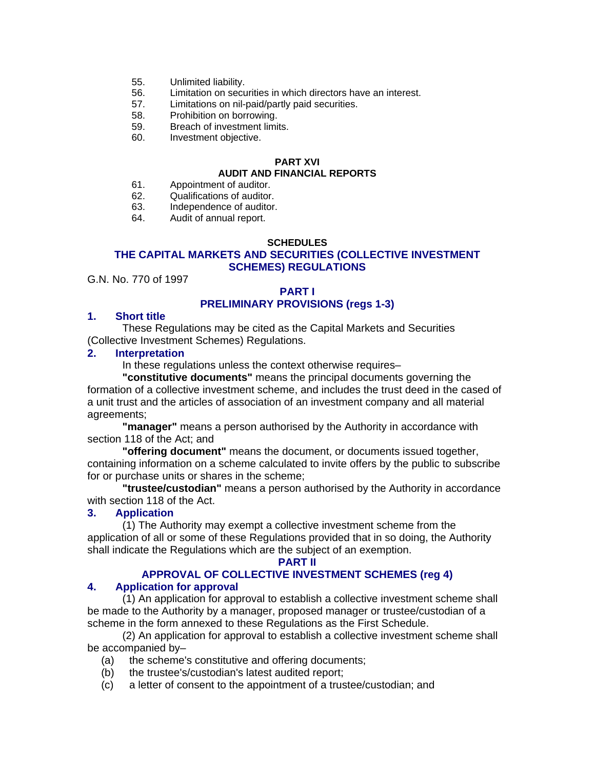55. Unlimited liability.
56. Limitation on securities in which directors have an interest.
57. Limitations on nil-paid/partly paid securities.
58. Prohibition on borrowing.
59. Breach of investment limits.
60. Investment objective.

**PART XVI**
**AUDIT AND FINANCIAL REPORTS**

61. Appointment of auditor.
62. Qualifications of auditor.
63. Independence of auditor.
64. Audit of annual report.

**SCHEDULES**

# THE CAPITAL MARKETS AND SECURITIES (COLLECTIVE INVESTMENT SCHEMES) REGULATIONS

G.N. No. 770 of 1997

## PART I
## PRELIMINARY PROVISIONS (regs 1-3)

### 1. Short title

These Regulations may be cited as the Capital Markets and Securities (Collective Investment Schemes) Regulations.

### 2. Interpretation

In these regulations unless the context otherwise requires–

**"constitutive documents"** means the principal documents governing the formation of a collective investment scheme, and includes the trust deed in the cased of a unit trust and the articles of association of an investment company and all material agreements;

**"manager"** means a person authorised by the Authority in accordance with section 118 of the Act; and

**"offering document"** means the document, or documents issued together, containing information on a scheme calculated to invite offers by the public to subscribe for or purchase units or shares in the scheme;

**"trustee/custodian"** means a person authorised by the Authority in accordance with section 118 of the Act.

### 3. Application

(1) The Authority may exempt a collective investment scheme from the application of all or some of these Regulations provided that in so doing, the Authority shall indicate the Regulations which are the subject of an exemption.

## PART II
## APPROVAL OF COLLECTIVE INVESTMENT SCHEMES (reg 4)

### 4. Application for approval

(1) An application for approval to establish a collective investment scheme shall be made to the Authority by a manager, proposed manager or trustee/custodian of a scheme in the form annexed to these Regulations as the First Schedule.

(2) An application for approval to establish a collective investment scheme shall be accompanied by–

(a) the scheme's constitutive and offering documents;
(b) the trustee's/custodian's latest audited report;
(c) a letter of consent to the appointment of a trustee/custodian; and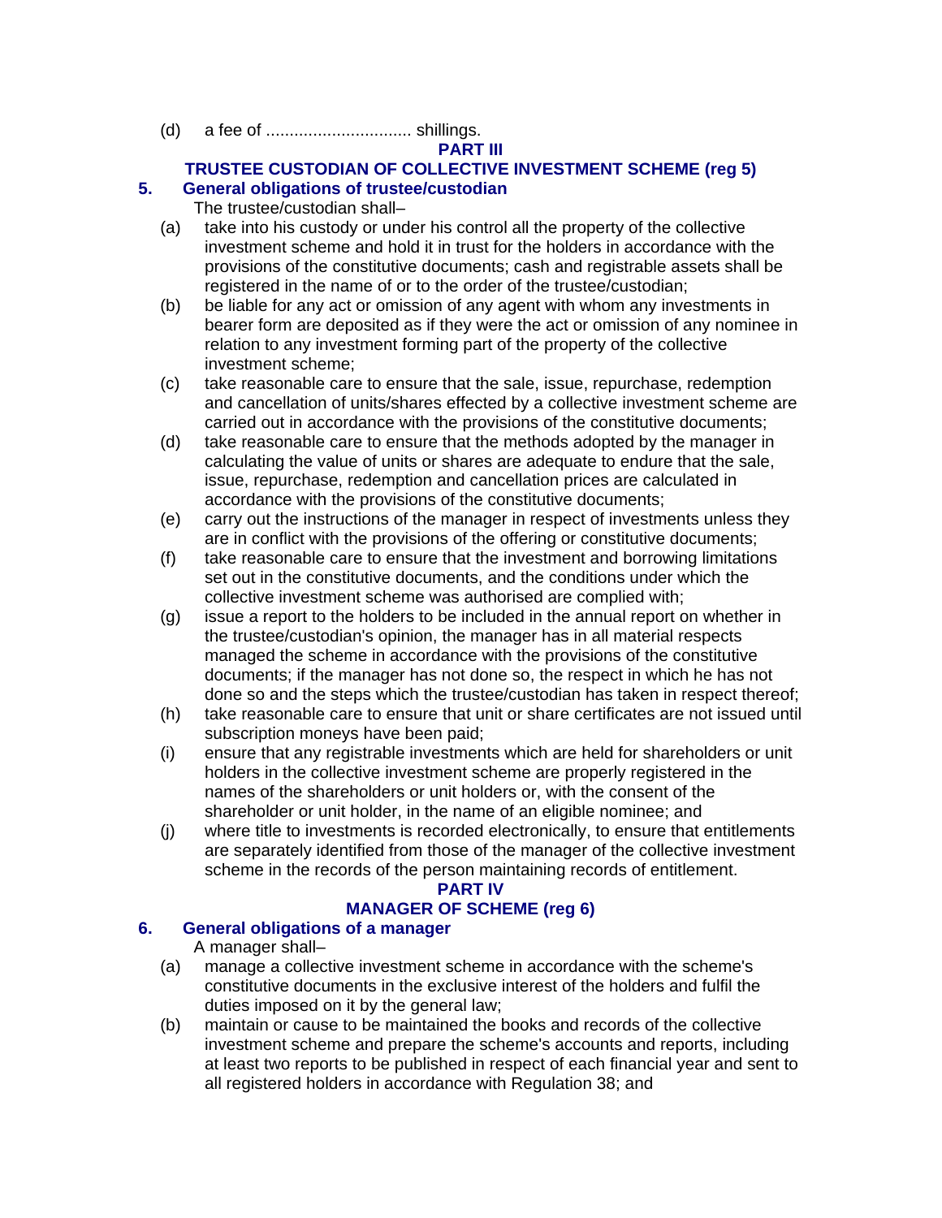(d) a fee of ............................... shillings.

## PART III

## TRUSTEE CUSTODIAN OF COLLECTIVE INVESTMENT SCHEME (reg 5)

### 5. General obligations of trustee/custodian

The trustee/custodian shall–

(a) take into his custody or under his control all the property of the collective investment scheme and hold it in trust for the holders in accordance with the provisions of the constitutive documents; cash and registrable assets shall be registered in the name of or to the order of the trustee/custodian;

(b) be liable for any act or omission of any agent with whom any investments in bearer form are deposited as if they were the act or omission of any nominee in relation to any investment forming part of the property of the collective investment scheme;

(c) take reasonable care to ensure that the sale, issue, repurchase, redemption and cancellation of units/shares effected by a collective investment scheme are carried out in accordance with the provisions of the constitutive documents;

(d) take reasonable care to ensure that the methods adopted by the manager in calculating the value of units or shares are adequate to endure that the sale, issue, repurchase, redemption and cancellation prices are calculated in accordance with the provisions of the constitutive documents;

(e) carry out the instructions of the manager in respect of investments unless they are in conflict with the provisions of the offering or constitutive documents;

(f) take reasonable care to ensure that the investment and borrowing limitations set out in the constitutive documents, and the conditions under which the collective investment scheme was authorised are complied with;

(g) issue a report to the holders to be included in the annual report on whether in the trustee/custodian's opinion, the manager has in all material respects managed the scheme in accordance with the provisions of the constitutive documents; if the manager has not done so, the respect in which he has not done so and the steps which the trustee/custodian has taken in respect thereof;

(h) take reasonable care to ensure that unit or share certificates are not issued until subscription moneys have been paid;

(i) ensure that any registrable investments which are held for shareholders or unit holders in the collective investment scheme are properly registered in the names of the shareholders or unit holders or, with the consent of the shareholder or unit holder, in the name of an eligible nominee; and

(j) where title to investments is recorded electronically, to ensure that entitlements are separately identified from those of the manager of the collective investment scheme in the records of the person maintaining records of entitlement.

## PART IV

## MANAGER OF SCHEME (reg 6)

### 6. General obligations of a manager

A manager shall–

(a) manage a collective investment scheme in accordance with the scheme's constitutive documents in the exclusive interest of the holders and fulfil the duties imposed on it by the general law;

(b) maintain or cause to be maintained the books and records of the collective investment scheme and prepare the scheme's accounts and reports, including at least two reports to be published in respect of each financial year and sent to all registered holders in accordance with Regulation 38; and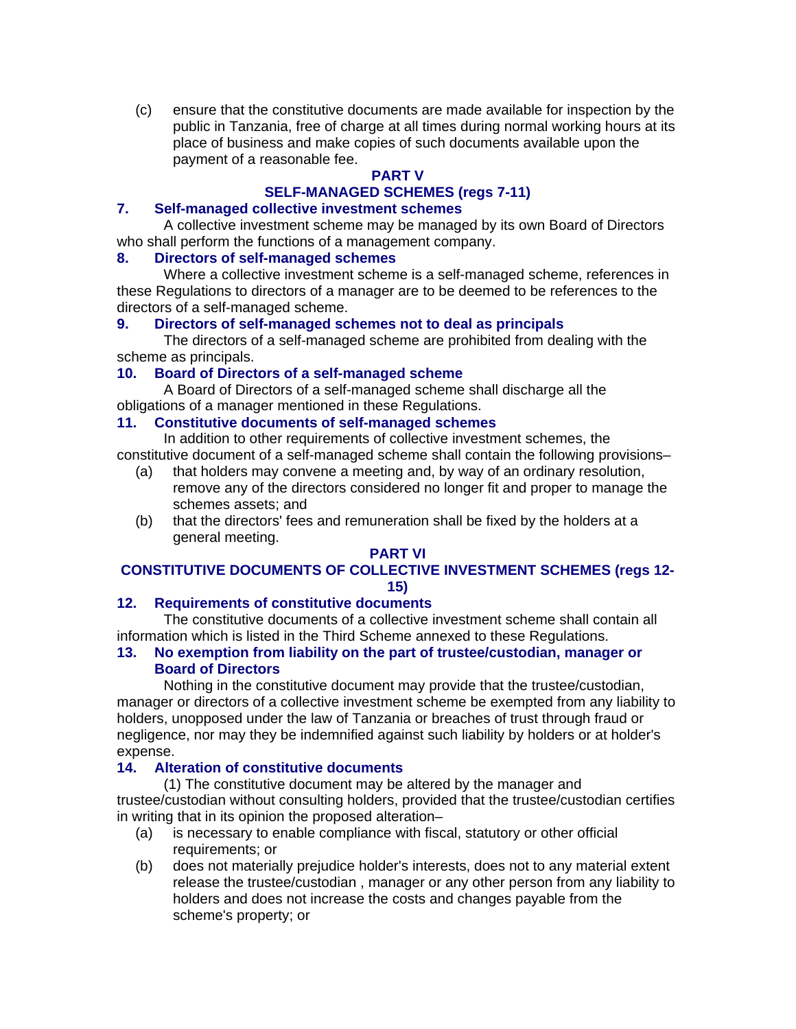(c) ensure that the constitutive documents are made available for inspection by the public in Tanzania, free of charge at all times during normal working hours at its place of business and make copies of such documents available upon the payment of a reasonable fee.

## PART V
## SELF-MANAGED SCHEMES (regs 7-11)

### 7. Self-managed collective investment schemes

A collective investment scheme may be managed by its own Board of Directors who shall perform the functions of a management company.

### 8. Directors of self-managed schemes

Where a collective investment scheme is a self-managed scheme, references in these Regulations to directors of a manager are to be deemed to be references to the directors of a self-managed scheme.

### 9. Directors of self-managed schemes not to deal as principals

The directors of a self-managed scheme are prohibited from dealing with the scheme as principals.

### 10. Board of Directors of a self-managed scheme

A Board of Directors of a self-managed scheme shall discharge all the obligations of a manager mentioned in these Regulations.

### 11. Constitutive documents of self-managed schemes

In addition to other requirements of collective investment schemes, the constitutive document of a self-managed scheme shall contain the following provisions–

(a) that holders may convene a meeting and, by way of an ordinary resolution, remove any of the directors considered no longer fit and proper to manage the schemes assets; and

(b) that the directors' fees and remuneration shall be fixed by the holders at a general meeting.

## PART VI
## CONSTITUTIVE DOCUMENTS OF COLLECTIVE INVESTMENT SCHEMES (regs 12-15)

### 12. Requirements of constitutive documents

The constitutive documents of a collective investment scheme shall contain all information which is listed in the Third Scheme annexed to these Regulations.

### 13. No exemption from liability on the part of trustee/custodian, manager or Board of Directors

Nothing in the constitutive document may provide that the trustee/custodian, manager or directors of a collective investment scheme be exempted from any liability to holders, unopposed under the law of Tanzania or breaches of trust through fraud or negligence, nor may they be indemnified against such liability by holders or at holder's expense.

### 14. Alteration of constitutive documents

(1) The constitutive document may be altered by the manager and trustee/custodian without consulting holders, provided that the trustee/custodian certifies in writing that in its opinion the proposed alteration–

(a) is necessary to enable compliance with fiscal, statutory or other official requirements; or

(b) does not materially prejudice holder's interests, does not to any material extent release the trustee/custodian , manager or any other person from any liability to holders and does not increase the costs and changes payable from the scheme's property; or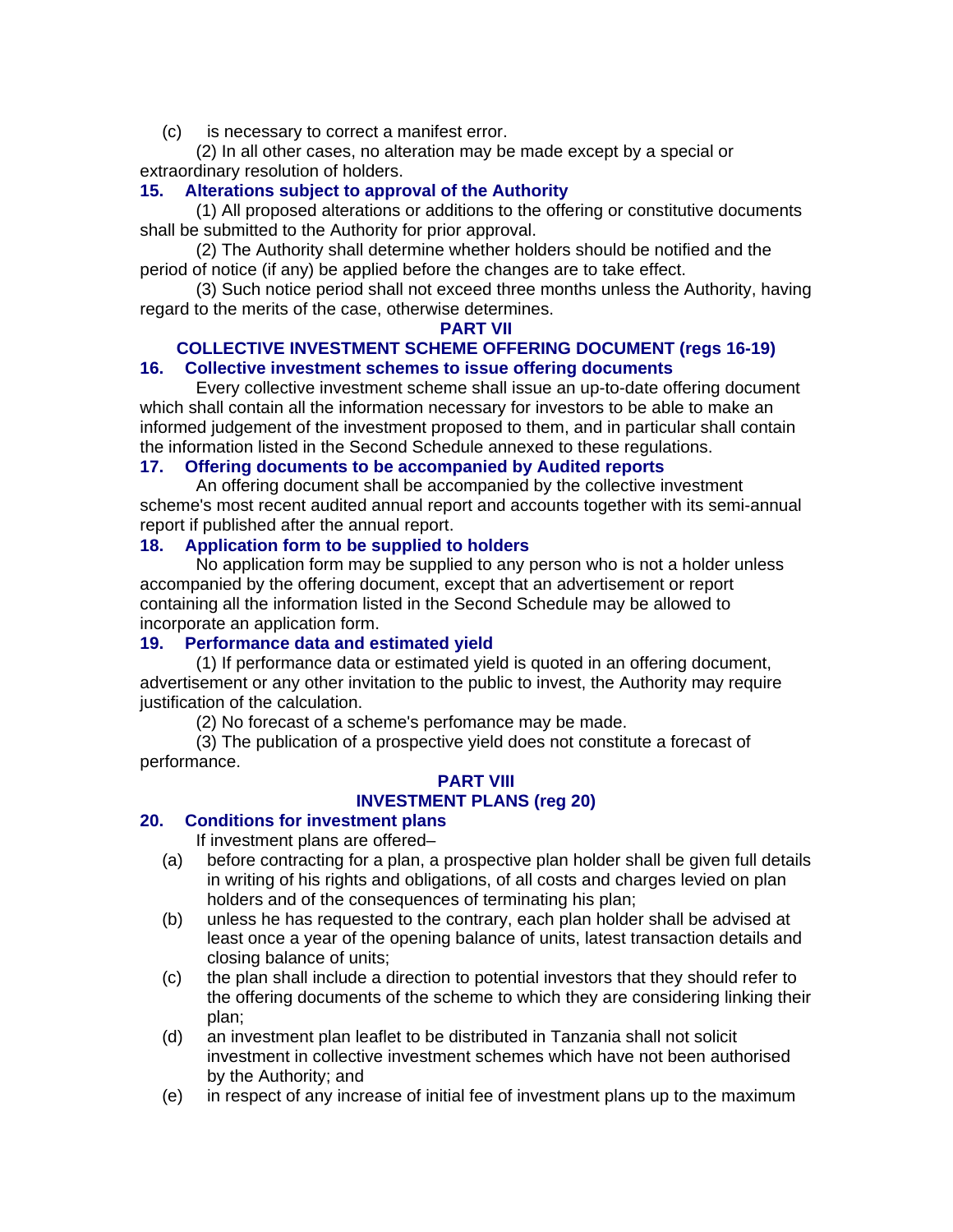(c) is necessary to correct a manifest error.

(2) In all other cases, no alteration may be made except by a special or extraordinary resolution of holders.

### 15. Alterations subject to approval of the Authority

(1) All proposed alterations or additions to the offering or constitutive documents shall be submitted to the Authority for prior approval.

(2) The Authority shall determine whether holders should be notified and the period of notice (if any) be applied before the changes are to take effect.

(3) Such notice period shall not exceed three months unless the Authority, having regard to the merits of the case, otherwise determines.

## PART VII
## COLLECTIVE INVESTMENT SCHEME OFFERING DOCUMENT (regs 16-19)

### 16. Collective investment schemes to issue offering documents

Every collective investment scheme shall issue an up-to-date offering document which shall contain all the information necessary for investors to be able to make an informed judgement of the investment proposed to them, and in particular shall contain the information listed in the Second Schedule annexed to these regulations.

### 17. Offering documents to be accompanied by Audited reports

An offering document shall be accompanied by the collective investment scheme's most recent audited annual report and accounts together with its semi-annual report if published after the annual report.

### 18. Application form to be supplied to holders

No application form may be supplied to any person who is not a holder unless accompanied by the offering document, except that an advertisement or report containing all the information listed in the Second Schedule may be allowed to incorporate an application form.

### 19. Performance data and estimated yield

(1) If performance data or estimated yield is quoted in an offering document, advertisement or any other invitation to the public to invest, the Authority may require justification of the calculation.

(2) No forecast of a scheme's perfomance may be made.

(3) The publication of a prospective yield does not constitute a forecast of performance.

## PART VIII
## INVESTMENT PLANS (reg 20)

### 20. Conditions for investment plans

If investment plans are offered–

(a) before contracting for a plan, a prospective plan holder shall be given full details in writing of his rights and obligations, of all costs and charges levied on plan holders and of the consequences of terminating his plan;

(b) unless he has requested to the contrary, each plan holder shall be advised at least once a year of the opening balance of units, latest transaction details and closing balance of units;

(c) the plan shall include a direction to potential investors that they should refer to the offering documents of the scheme to which they are considering linking their plan;

(d) an investment plan leaflet to be distributed in Tanzania shall not solicit investment in collective investment schemes which have not been authorised by the Authority; and

(e) in respect of any increase of initial fee of investment plans up to the maximum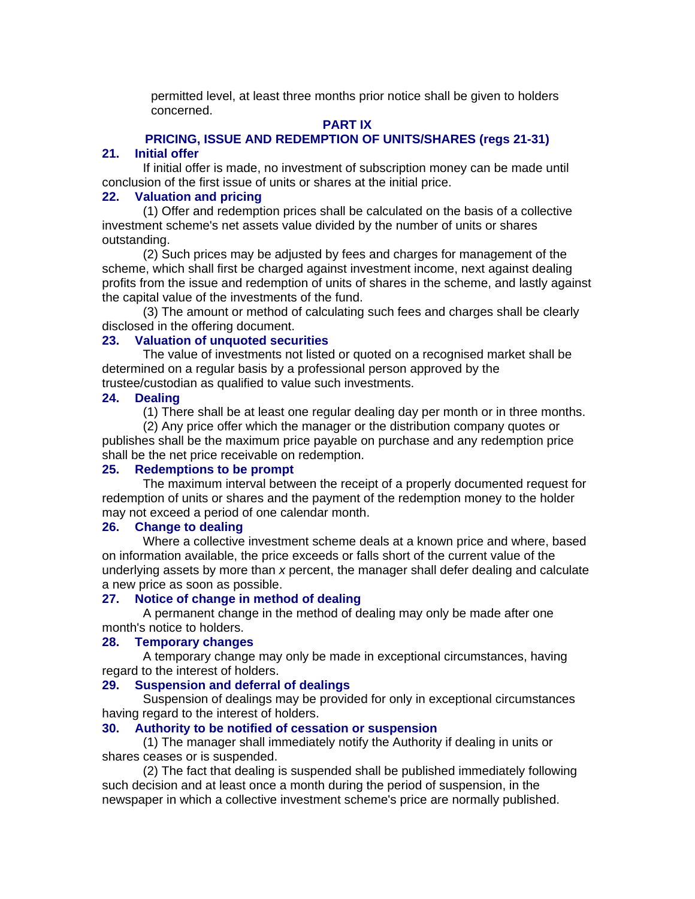permitted level, at least three months prior notice shall be given to holders concerned.

## PART IX

## PRICING, ISSUE AND REDEMPTION OF UNITS/SHARES (regs 21-31)

### 21. Initial offer

If initial offer is made, no investment of subscription money can be made until conclusion of the first issue of units or shares at the initial price.

### 22. Valuation and pricing

(1) Offer and redemption prices shall be calculated on the basis of a collective investment scheme's net assets value divided by the number of units or shares outstanding.

(2) Such prices may be adjusted by fees and charges for management of the scheme, which shall first be charged against investment income, next against dealing profits from the issue and redemption of units of shares in the scheme, and lastly against the capital value of the investments of the fund.

(3) The amount or method of calculating such fees and charges shall be clearly disclosed in the offering document.

### 23. Valuation of unquoted securities

The value of investments not listed or quoted on a recognised market shall be determined on a regular basis by a professional person approved by the trustee/custodian as qualified to value such investments.

### 24. Dealing

(1) There shall be at least one regular dealing day per month or in three months.

(2) Any price offer which the manager or the distribution company quotes or publishes shall be the maximum price payable on purchase and any redemption price shall be the net price receivable on redemption.

### 25. Redemptions to be prompt

The maximum interval between the receipt of a properly documented request for redemption of units or shares and the payment of the redemption money to the holder may not exceed a period of one calendar month.

### 26. Change to dealing

Where a collective investment scheme deals at a known price and where, based on information available, the price exceeds or falls short of the current value of the underlying assets by more than *x* percent, the manager shall defer dealing and calculate a new price as soon as possible.

### 27. Notice of change in method of dealing

A permanent change in the method of dealing may only be made after one month's notice to holders.

### 28. Temporary changes

A temporary change may only be made in exceptional circumstances, having regard to the interest of holders.

### 29. Suspension and deferral of dealings

Suspension of dealings may be provided for only in exceptional circumstances having regard to the interest of holders.

### 30. Authority to be notified of cessation or suspension

(1) The manager shall immediately notify the Authority if dealing in units or shares ceases or is suspended.

(2) The fact that dealing is suspended shall be published immediately following such decision and at least once a month during the period of suspension, in the newspaper in which a collective investment scheme's price are normally published.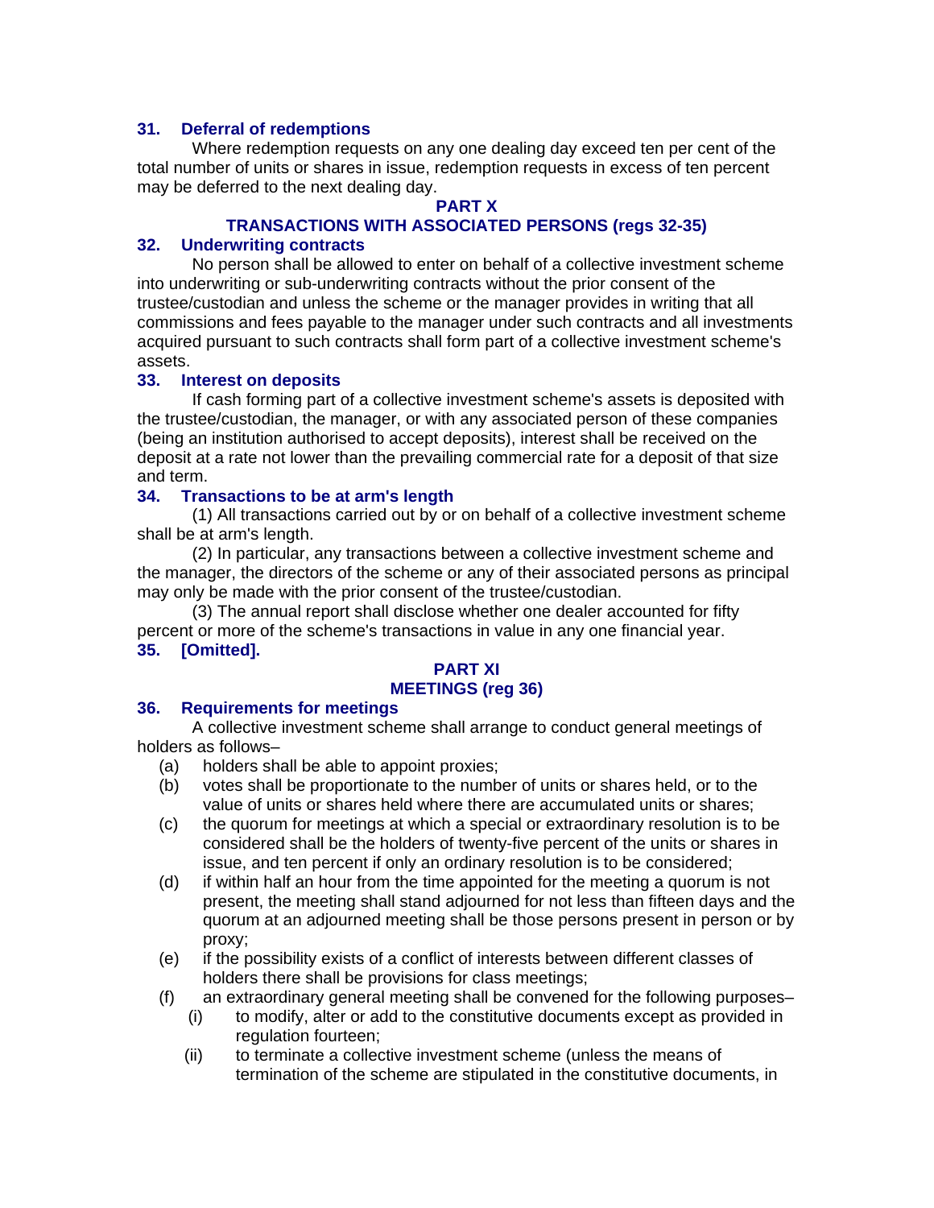### 31. Deferral of redemptions

Where redemption requests on any one dealing day exceed ten per cent of the total number of units or shares in issue, redemption requests in excess of ten percent may be deferred to the next dealing day.

## PART X
## TRANSACTIONS WITH ASSOCIATED PERSONS (regs 32-35)

### 32. Underwriting contracts

No person shall be allowed to enter on behalf of a collective investment scheme into underwriting or sub-underwriting contracts without the prior consent of the trustee/custodian and unless the scheme or the manager provides in writing that all commissions and fees payable to the manager under such contracts and all investments acquired pursuant to such contracts shall form part of a collective investment scheme's assets.

### 33. Interest on deposits

If cash forming part of a collective investment scheme's assets is deposited with the trustee/custodian, the manager, or with any associated person of these companies (being an institution authorised to accept deposits), interest shall be received on the deposit at a rate not lower than the prevailing commercial rate for a deposit of that size and term.

### 34. Transactions to be at arm's length

(1) All transactions carried out by or on behalf of a collective investment scheme shall be at arm's length.

(2) In particular, any transactions between a collective investment scheme and the manager, the directors of the scheme or any of their associated persons as principal may only be made with the prior consent of the trustee/custodian.

(3) The annual report shall disclose whether one dealer accounted for fifty percent or more of the scheme's transactions in value in any one financial year.

### 35. [Omitted].

## PART XI
## MEETINGS (reg 36)

### 36. Requirements for meetings

A collective investment scheme shall arrange to conduct general meetings of holders as follows–

(a) holders shall be able to appoint proxies;

(b) votes shall be proportionate to the number of units or shares held, or to the value of units or shares held where there are accumulated units or shares;

(c) the quorum for meetings at which a special or extraordinary resolution is to be considered shall be the holders of twenty-five percent of the units or shares in issue, and ten percent if only an ordinary resolution is to be considered;

(d) if within half an hour from the time appointed for the meeting a quorum is not present, the meeting shall stand adjourned for not less than fifteen days and the quorum at an adjourned meeting shall be those persons present in person or by proxy;

(e) if the possibility exists of a conflict of interests between different classes of holders there shall be provisions for class meetings;

(f) an extraordinary general meeting shall be convened for the following purposes–

(i) to modify, alter or add to the constitutive documents except as provided in regulation fourteen;

(ii) to terminate a collective investment scheme (unless the means of termination of the scheme are stipulated in the constitutive documents, in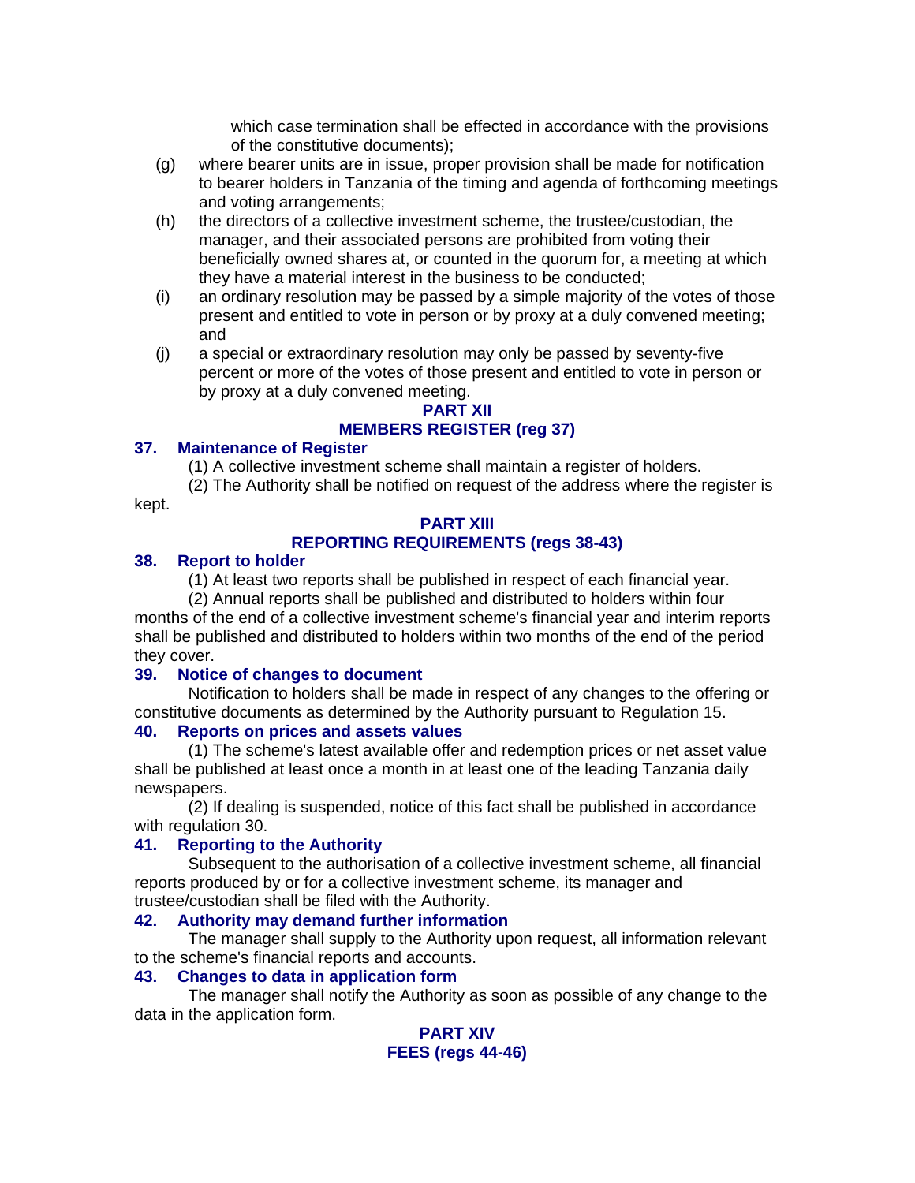which case termination shall be effected in accordance with the provisions of the constitutive documents);

(g) where bearer units are in issue, proper provision shall be made for notification to bearer holders in Tanzania of the timing and agenda of forthcoming meetings and voting arrangements;

(h) the directors of a collective investment scheme, the trustee/custodian, the manager, and their associated persons are prohibited from voting their beneficially owned shares at, or counted in the quorum for, a meeting at which they have a material interest in the business to be conducted;

(i) an ordinary resolution may be passed by a simple majority of the votes of those present and entitled to vote in person or by proxy at a duly convened meeting; and

(j) a special or extraordinary resolution may only be passed by seventy-five percent or more of the votes of those present and entitled to vote in person or by proxy at a duly convened meeting.

## PART XII
## MEMBERS REGISTER (reg 37)

### 37. Maintenance of Register

(1) A collective investment scheme shall maintain a register of holders.

(2) The Authority shall be notified on request of the address where the register is kept.

## PART XIII
## REPORTING REQUIREMENTS (regs 38-43)

### 38. Report to holder

(1) At least two reports shall be published in respect of each financial year.

(2) Annual reports shall be published and distributed to holders within four months of the end of a collective investment scheme's financial year and interim reports shall be published and distributed to holders within two months of the end of the period they cover.

### 39. Notice of changes to document

Notification to holders shall be made in respect of any changes to the offering or constitutive documents as determined by the Authority pursuant to Regulation 15.

### 40. Reports on prices and assets values

(1) The scheme's latest available offer and redemption prices or net asset value shall be published at least once a month in at least one of the leading Tanzania daily newspapers.

(2) If dealing is suspended, notice of this fact shall be published in accordance with regulation 30.

### 41. Reporting to the Authority

Subsequent to the authorisation of a collective investment scheme, all financial reports produced by or for a collective investment scheme, its manager and trustee/custodian shall be filed with the Authority.

### 42. Authority may demand further information

The manager shall supply to the Authority upon request, all information relevant to the scheme's financial reports and accounts.

### 43. Changes to data in application form

The manager shall notify the Authority as soon as possible of any change to the data in the application form.

## PART XIV
## FEES (regs 44-46)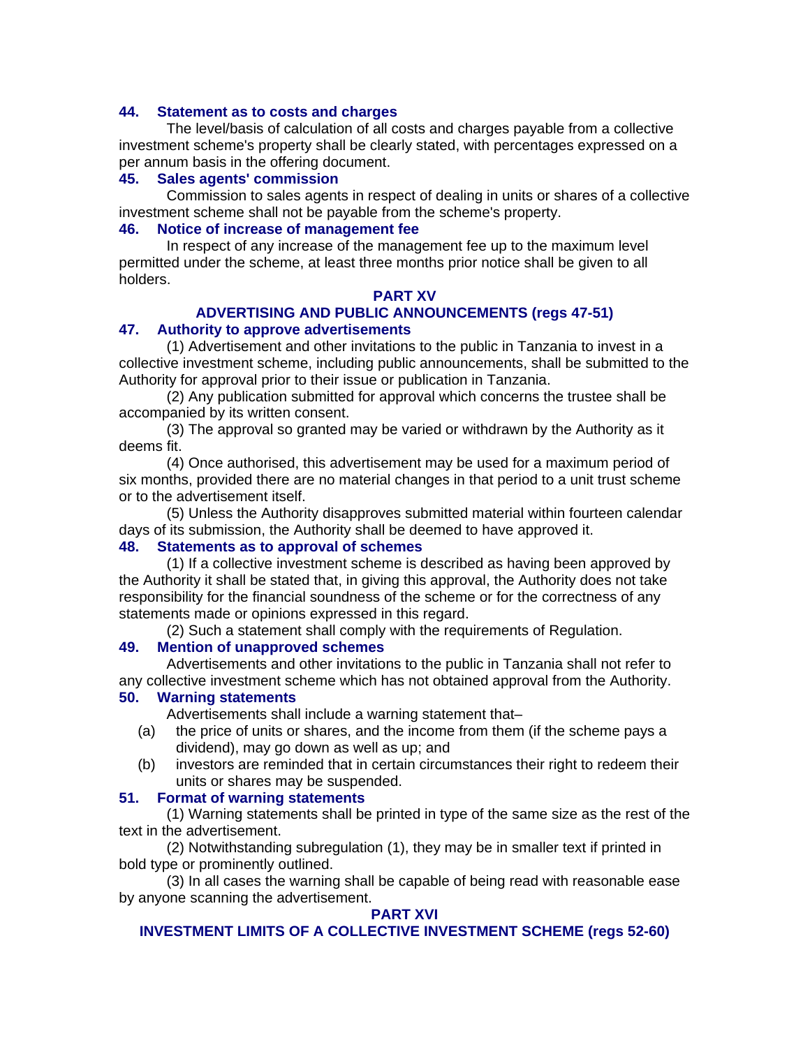### 44. Statement as to costs and charges

The level/basis of calculation of all costs and charges payable from a collective investment scheme's property shall be clearly stated, with percentages expressed on a per annum basis in the offering document.

### 45. Sales agents' commission

Commission to sales agents in respect of dealing in units or shares of a collective investment scheme shall not be payable from the scheme's property.

### 46. Notice of increase of management fee

In respect of any increase of the management fee up to the maximum level permitted under the scheme, at least three months prior notice shall be given to all holders.

## PART XV
## ADVERTISING AND PUBLIC ANNOUNCEMENTS (regs 47-51)

### 47. Authority to approve advertisements

(1) Advertisement and other invitations to the public in Tanzania to invest in a collective investment scheme, including public announcements, shall be submitted to the Authority for approval prior to their issue or publication in Tanzania.

(2) Any publication submitted for approval which concerns the trustee shall be accompanied by its written consent.

(3) The approval so granted may be varied or withdrawn by the Authority as it deems fit.

(4) Once authorised, this advertisement may be used for a maximum period of six months, provided there are no material changes in that period to a unit trust scheme or to the advertisement itself.

(5) Unless the Authority disapproves submitted material within fourteen calendar days of its submission, the Authority shall be deemed to have approved it.

### 48. Statements as to approval of schemes

(1) If a collective investment scheme is described as having been approved by the Authority it shall be stated that, in giving this approval, the Authority does not take responsibility for the financial soundness of the scheme or for the correctness of any statements made or opinions expressed in this regard.

(2) Such a statement shall comply with the requirements of Regulation.

### 49. Mention of unapproved schemes

Advertisements and other invitations to the public in Tanzania shall not refer to any collective investment scheme which has not obtained approval from the Authority.

### 50. Warning statements

Advertisements shall include a warning statement that–

(a) the price of units or shares, and the income from them (if the scheme pays a dividend), may go down as well as up; and

(b) investors are reminded that in certain circumstances their right to redeem their units or shares may be suspended.

### 51. Format of warning statements

(1) Warning statements shall be printed in type of the same size as the rest of the text in the advertisement.

(2) Notwithstanding subregulation (1), they may be in smaller text if printed in bold type or prominently outlined.

(3) In all cases the warning shall be capable of being read with reasonable ease by anyone scanning the advertisement.

## PART XVI
## INVESTMENT LIMITS OF A COLLECTIVE INVESTMENT SCHEME (regs 52-60)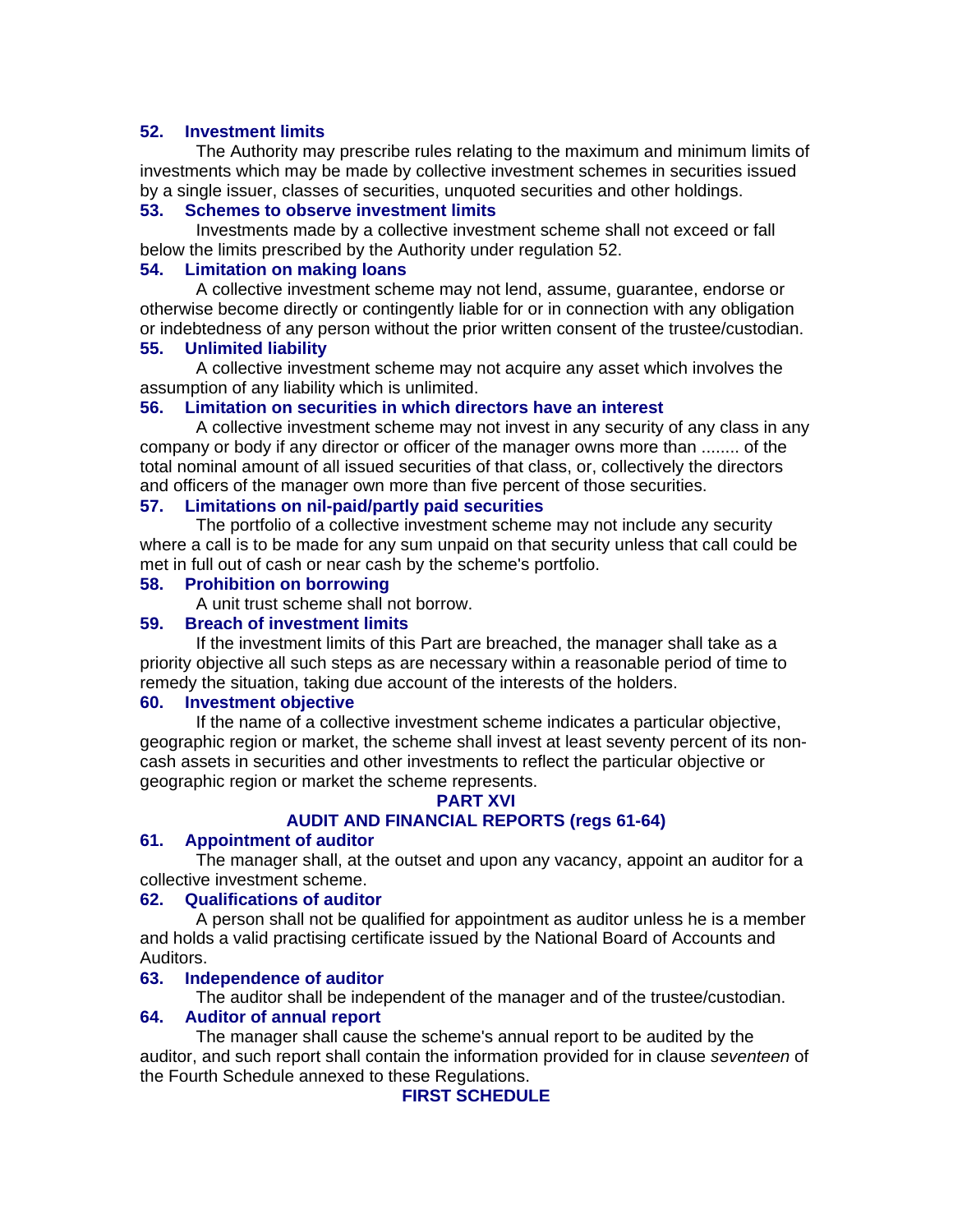### 52. Investment limits

The Authority may prescribe rules relating to the maximum and minimum limits of investments which may be made by collective investment schemes in securities issued by a single issuer, classes of securities, unquoted securities and other holdings.

### 53. Schemes to observe investment limits

Investments made by a collective investment scheme shall not exceed or fall below the limits prescribed by the Authority under regulation 52.

### 54. Limitation on making loans

A collective investment scheme may not lend, assume, guarantee, endorse or otherwise become directly or contingently liable for or in connection with any obligation or indebtedness of any person without the prior written consent of the trustee/custodian.

### 55. Unlimited liability

A collective investment scheme may not acquire any asset which involves the assumption of any liability which is unlimited.

### 56. Limitation on securities in which directors have an interest

A collective investment scheme may not invest in any security of any class in any company or body if any director or officer of the manager owns more than ........ of the total nominal amount of all issued securities of that class, or, collectively the directors and officers of the manager own more than five percent of those securities.

### 57. Limitations on nil-paid/partly paid securities

The portfolio of a collective investment scheme may not include any security where a call is to be made for any sum unpaid on that security unless that call could be met in full out of cash or near cash by the scheme's portfolio.

### 58. Prohibition on borrowing

A unit trust scheme shall not borrow.

### 59. Breach of investment limits

If the investment limits of this Part are breached, the manager shall take as a priority objective all such steps as are necessary within a reasonable period of time to remedy the situation, taking due account of the interests of the holders.

### 60. Investment objective

If the name of a collective investment scheme indicates a particular objective, geographic region or market, the scheme shall invest at least seventy percent of its non-cash assets in securities and other investments to reflect the particular objective or geographic region or market the scheme represents.

## PART XVI

## AUDIT AND FINANCIAL REPORTS (regs 61-64)

### 61. Appointment of auditor

The manager shall, at the outset and upon any vacancy, appoint an auditor for a collective investment scheme.

### 62. Qualifications of auditor

A person shall not be qualified for appointment as auditor unless he is a member and holds a valid practising certificate issued by the National Board of Accounts and Auditors.

### 63. Independence of auditor

The auditor shall be independent of the manager and of the trustee/custodian.

### 64. Auditor of annual report

The manager shall cause the scheme's annual report to be audited by the auditor, and such report shall contain the information provided for in clause *seventeen* of the Fourth Schedule annexed to these Regulations.

## FIRST SCHEDULE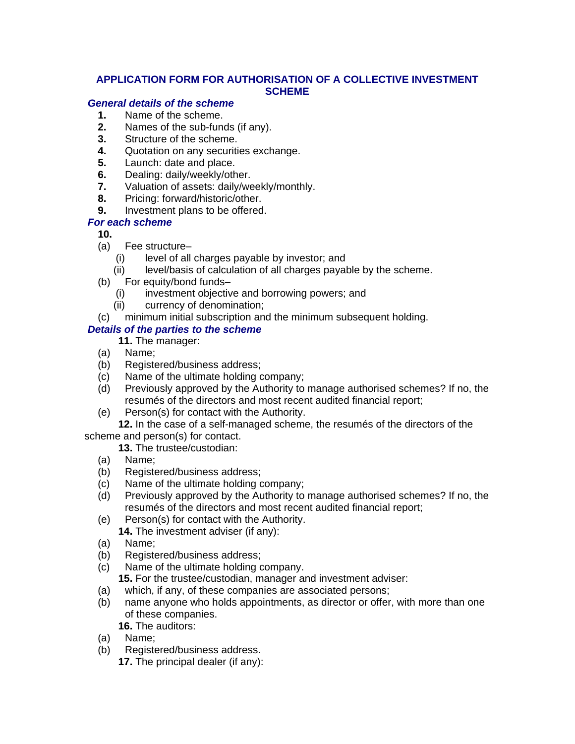## APPLICATION FORM FOR AUTHORISATION OF A COLLECTIVE INVESTMENT SCHEME

***General details of the scheme***

**1.** Name of the scheme.

**2.** Names of the sub-funds (if any).

**3.** Structure of the scheme.

**4.** Quotation on any securities exchange.

**5.** Launch: date and place.

**6.** Dealing: daily/weekly/other.

**7.** Valuation of assets: daily/weekly/monthly.

**8.** Pricing: forward/historic/other.

**9.** Investment plans to be offered.

***For each scheme***

**10.**

(a) Fee structure–

(i) level of all charges payable by investor; and

(ii) level/basis of calculation of all charges payable by the scheme.

(b) For equity/bond funds–

(i) investment objective and borrowing powers; and

(ii) currency of denomination;

(c) minimum initial subscription and the minimum subsequent holding.

***Details of the parties to the scheme***

**11.** The manager:

(a) Name;

(b) Registered/business address;

(c) Name of the ultimate holding company;

(d) Previously approved by the Authority to manage authorised schemes? If no, the resumés of the directors and most recent audited financial report;

(e) Person(s) for contact with the Authority.

**12.** In the case of a self-managed scheme, the resumés of the directors of the scheme and person(s) for contact.

**13.** The trustee/custodian:

(a) Name;

(b) Registered/business address;

(c) Name of the ultimate holding company;

(d) Previously approved by the Authority to manage authorised schemes? If no, the resumés of the directors and most recent audited financial report;

(e) Person(s) for contact with the Authority.

**14.** The investment adviser (if any):

(a) Name;

(b) Registered/business address;

(c) Name of the ultimate holding company.

**15.** For the trustee/custodian, manager and investment adviser:

(a) which, if any, of these companies are associated persons;

(b) name anyone who holds appointments, as director or offer, with more than one of these companies.

**16.** The auditors:

(a) Name;

(b) Registered/business address.

**17.** The principal dealer (if any):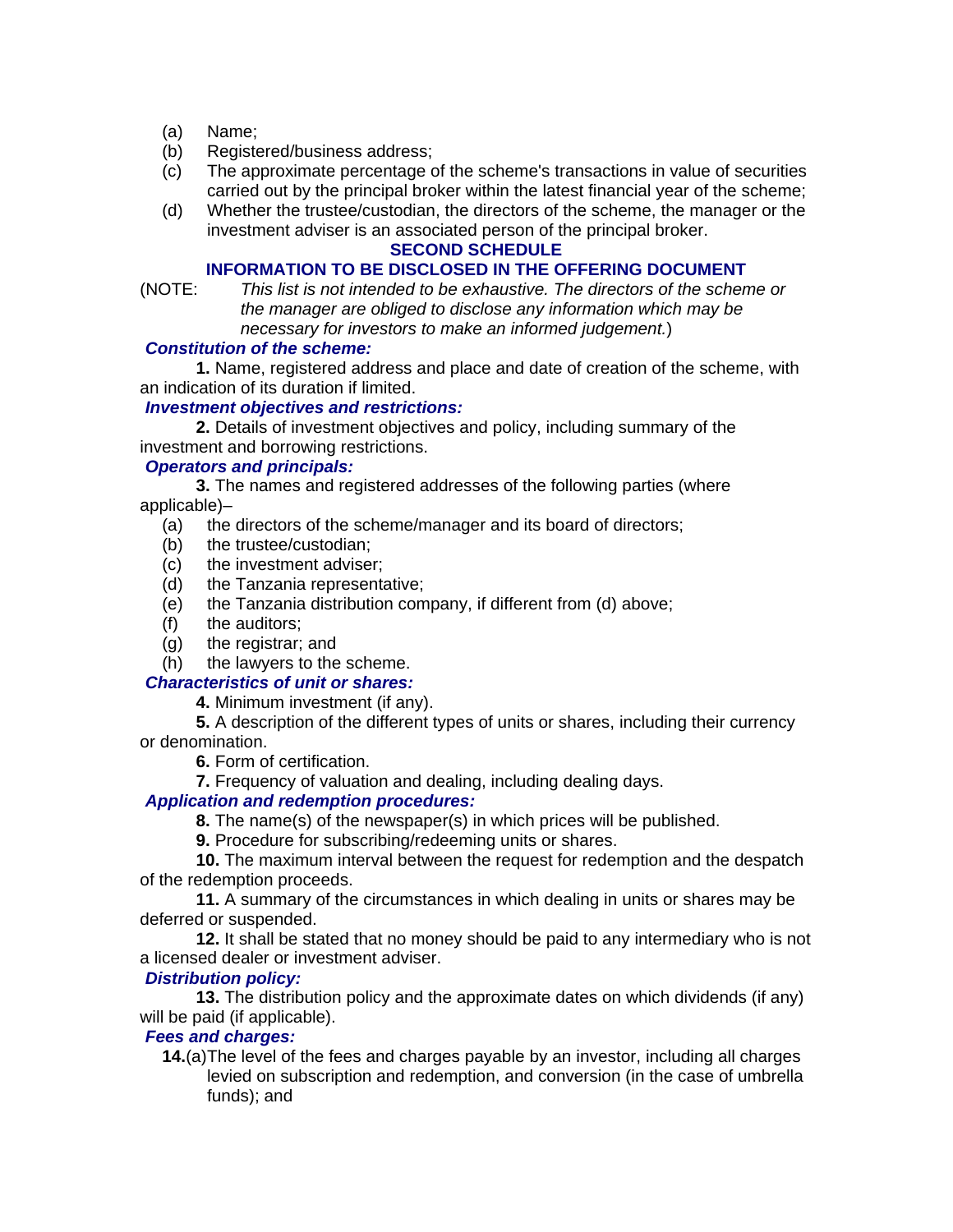(a) Name;
(b) Registered/business address;
(c) The approximate percentage of the scheme's transactions in value of securities carried out by the principal broker within the latest financial year of the scheme;
(d) Whether the trustee/custodian, the directors of the scheme, the manager or the investment adviser is an associated person of the principal broker.

## SECOND SCHEDULE

## INFORMATION TO BE DISCLOSED IN THE OFFERING DOCUMENT

(NOTE: *This list is not intended to be exhaustive. The directors of the scheme or the manager are obliged to disclose any information which may be necessary for investors to make an informed judgement.*)

***Constitution of the scheme:***

**1.** Name, registered address and place and date of creation of the scheme, with an indication of its duration if limited.

***Investment objectives and restrictions:***

**2.** Details of investment objectives and policy, including summary of the investment and borrowing restrictions.

***Operators and principals:***

**3.** The names and registered addresses of the following parties (where applicable)–

(a) the directors of the scheme/manager and its board of directors;
(b) the trustee/custodian;
(c) the investment adviser;
(d) the Tanzania representative;
(e) the Tanzania distribution company, if different from (d) above;
(f) the auditors;
(g) the registrar; and
(h) the lawyers to the scheme.

***Characteristics of unit or shares:***

**4.** Minimum investment (if any).

**5.** A description of the different types of units or shares, including their currency or denomination.

**6.** Form of certification.

**7.** Frequency of valuation and dealing, including dealing days.

***Application and redemption procedures:***

**8.** The name(s) of the newspaper(s) in which prices will be published.

**9.** Procedure for subscribing/redeeming units or shares.

**10.** The maximum interval between the request for redemption and the despatch of the redemption proceeds.

**11.** A summary of the circumstances in which dealing in units or shares may be deferred or suspended.

**12.** It shall be stated that no money should be paid to any intermediary who is not a licensed dealer or investment adviser.

***Distribution policy:***

**13.** The distribution policy and the approximate dates on which dividends (if any) will be paid (if applicable).

***Fees and charges:***

**14.**(a) The level of the fees and charges payable by an investor, including all charges levied on subscription and redemption, and conversion (in the case of umbrella funds); and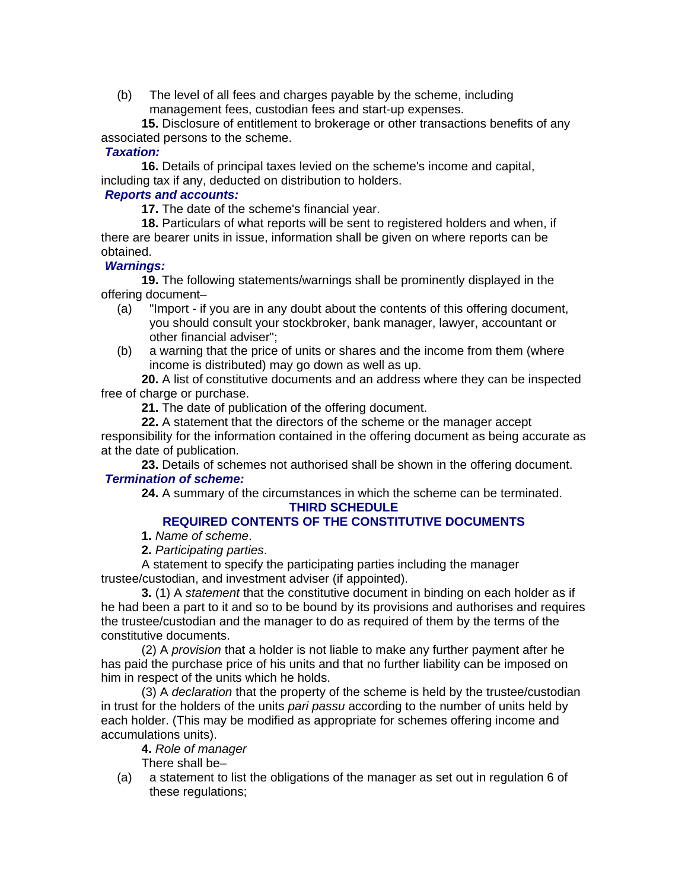(b) The level of all fees and charges payable by the scheme, including management fees, custodian fees and start-up expenses.

**15.** Disclosure of entitlement to brokerage or other transactions benefits of any associated persons to the scheme.

***Taxation:***

**16.** Details of principal taxes levied on the scheme's income and capital, including tax if any, deducted on distribution to holders.

***Reports and accounts:***

**17.** The date of the scheme's financial year.

**18.** Particulars of what reports will be sent to registered holders and when, if there are bearer units in issue, information shall be given on where reports can be obtained.

***Warnings:***

**19.** The following statements/warnings shall be prominently displayed in the offering document–

(a) "Import - if you are in any doubt about the contents of this offering document, you should consult your stockbroker, bank manager, lawyer, accountant or other financial adviser";

(b) a warning that the price of units or shares and the income from them (where income is distributed) may go down as well as up.

**20.** A list of constitutive documents and an address where they can be inspected free of charge or purchase.

**21.** The date of publication of the offering document.

**22.** A statement that the directors of the scheme or the manager accept responsibility for the information contained in the offering document as being accurate as at the date of publication.

**23.** Details of schemes not authorised shall be shown in the offering document.

***Termination of scheme:***

**24.** A summary of the circumstances in which the scheme can be terminated.

## THIRD SCHEDULE

## REQUIRED CONTENTS OF THE CONSTITUTIVE DOCUMENTS

**1.** *Name of scheme*.

**2.** *Participating parties*.

A statement to specify the participating parties including the manager trustee/custodian, and investment adviser (if appointed).

**3.** (1) A *statement* that the constitutive document in binding on each holder as if he had been a part to it and so to be bound by its provisions and authorises and requires the trustee/custodian and the manager to do as required of them by the terms of the constitutive documents.

(2) A *provision* that a holder is not liable to make any further payment after he has paid the purchase price of his units and that no further liability can be imposed on him in respect of the units which he holds.

(3) A *declaration* that the property of the scheme is held by the trustee/custodian in trust for the holders of the units *pari passu* according to the number of units held by each holder. (This may be modified as appropriate for schemes offering income and accumulations units).

**4.** *Role of manager*

There shall be–

(a) a statement to list the obligations of the manager as set out in regulation 6 of these regulations;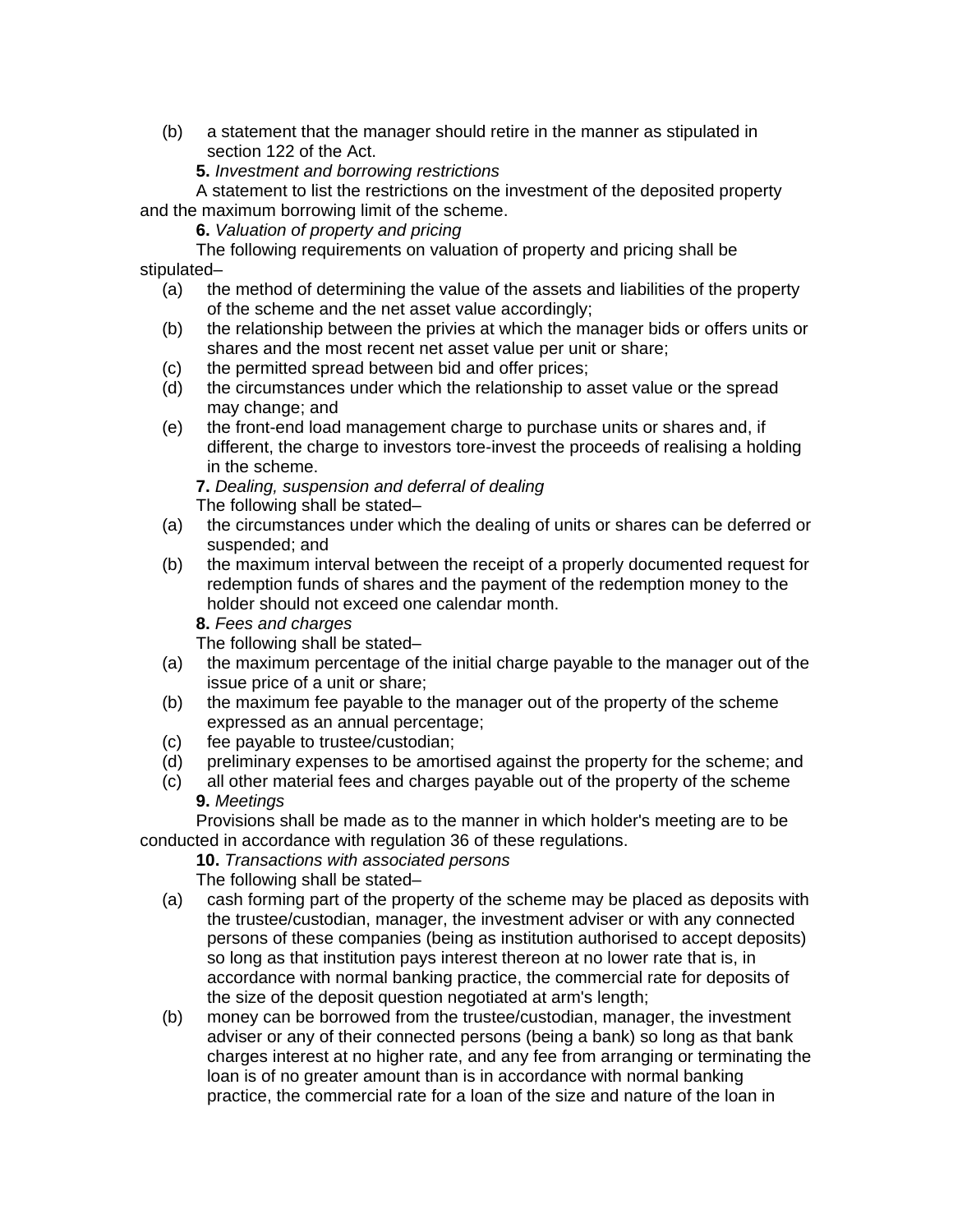(b) a statement that the manager should retire in the manner as stipulated in section 122 of the Act.

**5.** *Investment and borrowing restrictions*

A statement to list the restrictions on the investment of the deposited property and the maximum borrowing limit of the scheme.

**6.** *Valuation of property and pricing*

The following requirements on valuation of property and pricing shall be stipulated–

(a) the method of determining the value of the assets and liabilities of the property of the scheme and the net asset value accordingly;

(b) the relationship between the privies at which the manager bids or offers units or shares and the most recent net asset value per unit or share;

(c) the permitted spread between bid and offer prices;

(d) the circumstances under which the relationship to asset value or the spread may change; and

(e) the front-end load management charge to purchase units or shares and, if different, the charge to investors tore-invest the proceeds of realising a holding in the scheme.

**7.** *Dealing, suspension and deferral of dealing*

The following shall be stated–

(a) the circumstances under which the dealing of units or shares can be deferred or suspended; and

(b) the maximum interval between the receipt of a properly documented request for redemption funds of shares and the payment of the redemption money to the holder should not exceed one calendar month.

**8.** *Fees and charges*

The following shall be stated–

(a) the maximum percentage of the initial charge payable to the manager out of the issue price of a unit or share;

(b) the maximum fee payable to the manager out of the property of the scheme expressed as an annual percentage;

(c) fee payable to trustee/custodian;

(d) preliminary expenses to be amortised against the property for the scheme; and

(c) all other material fees and charges payable out of the property of the scheme

**9.** *Meetings*

Provisions shall be made as to the manner in which holder's meeting are to be conducted in accordance with regulation 36 of these regulations.

**10.** *Transactions with associated persons*

The following shall be stated–

(a) cash forming part of the property of the scheme may be placed as deposits with the trustee/custodian, manager, the investment adviser or with any connected persons of these companies (being as institution authorised to accept deposits) so long as that institution pays interest thereon at no lower rate that is, in accordance with normal banking practice, the commercial rate for deposits of the size of the deposit question negotiated at arm's length;

(b) money can be borrowed from the trustee/custodian, manager, the investment adviser or any of their connected persons (being a bank) so long as that bank charges interest at no higher rate, and any fee from arranging or terminating the loan is of no greater amount than is in accordance with normal banking practice, the commercial rate for a loan of the size and nature of the loan in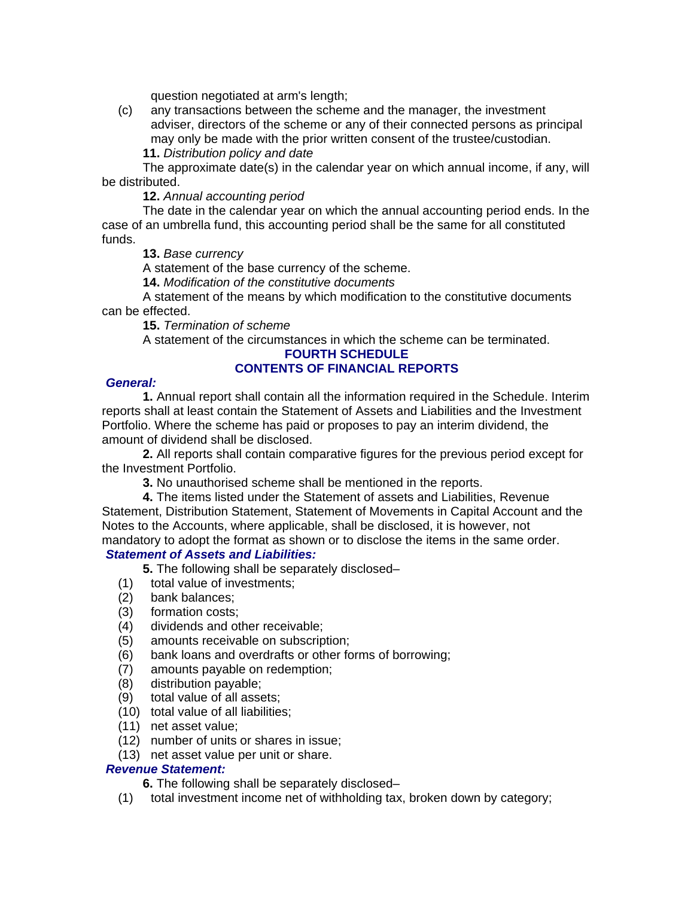question negotiated at arm's length;

(c) any transactions between the scheme and the manager, the investment adviser, directors of the scheme or any of their connected persons as principal may only be made with the prior written consent of the trustee/custodian.

**11.** *Distribution policy and date*

The approximate date(s) in the calendar year on which annual income, if any, will be distributed.

**12.** *Annual accounting period*

The date in the calendar year on which the annual accounting period ends. In the case of an umbrella fund, this accounting period shall be the same for all constituted funds.

**13.** *Base currency*

A statement of the base currency of the scheme.

**14.** *Modification of the constitutive documents*

A statement of the means by which modification to the constitutive documents can be effected.

**15.** *Termination of scheme*

A statement of the circumstances in which the scheme can be terminated.

## FOURTH SCHEDULE
## CONTENTS OF FINANCIAL REPORTS

***General:***

**1.** Annual report shall contain all the information required in the Schedule. Interim reports shall at least contain the Statement of Assets and Liabilities and the Investment Portfolio. Where the scheme has paid or proposes to pay an interim dividend, the amount of dividend shall be disclosed.

**2.** All reports shall contain comparative figures for the previous period except for the Investment Portfolio.

**3.** No unauthorised scheme shall be mentioned in the reports.

**4.** The items listed under the Statement of assets and Liabilities, Revenue Statement, Distribution Statement, Statement of Movements in Capital Account and the Notes to the Accounts, where applicable, shall be disclosed, it is however, not mandatory to adopt the format as shown or to disclose the items in the same order.

***Statement of Assets and Liabilities:***

**5.** The following shall be separately disclosed–

(1) total value of investments;
(2) bank balances;
(3) formation costs;
(4) dividends and other receivable;
(5) amounts receivable on subscription;
(6) bank loans and overdrafts or other forms of borrowing;
(7) amounts payable on redemption;
(8) distribution payable;
(9) total value of all assets;
(10) total value of all liabilities;
(11) net asset value;
(12) number of units or shares in issue;
(13) net asset value per unit or share.

***Revenue Statement:***

**6.** The following shall be separately disclosed–

(1) total investment income net of withholding tax, broken down by category;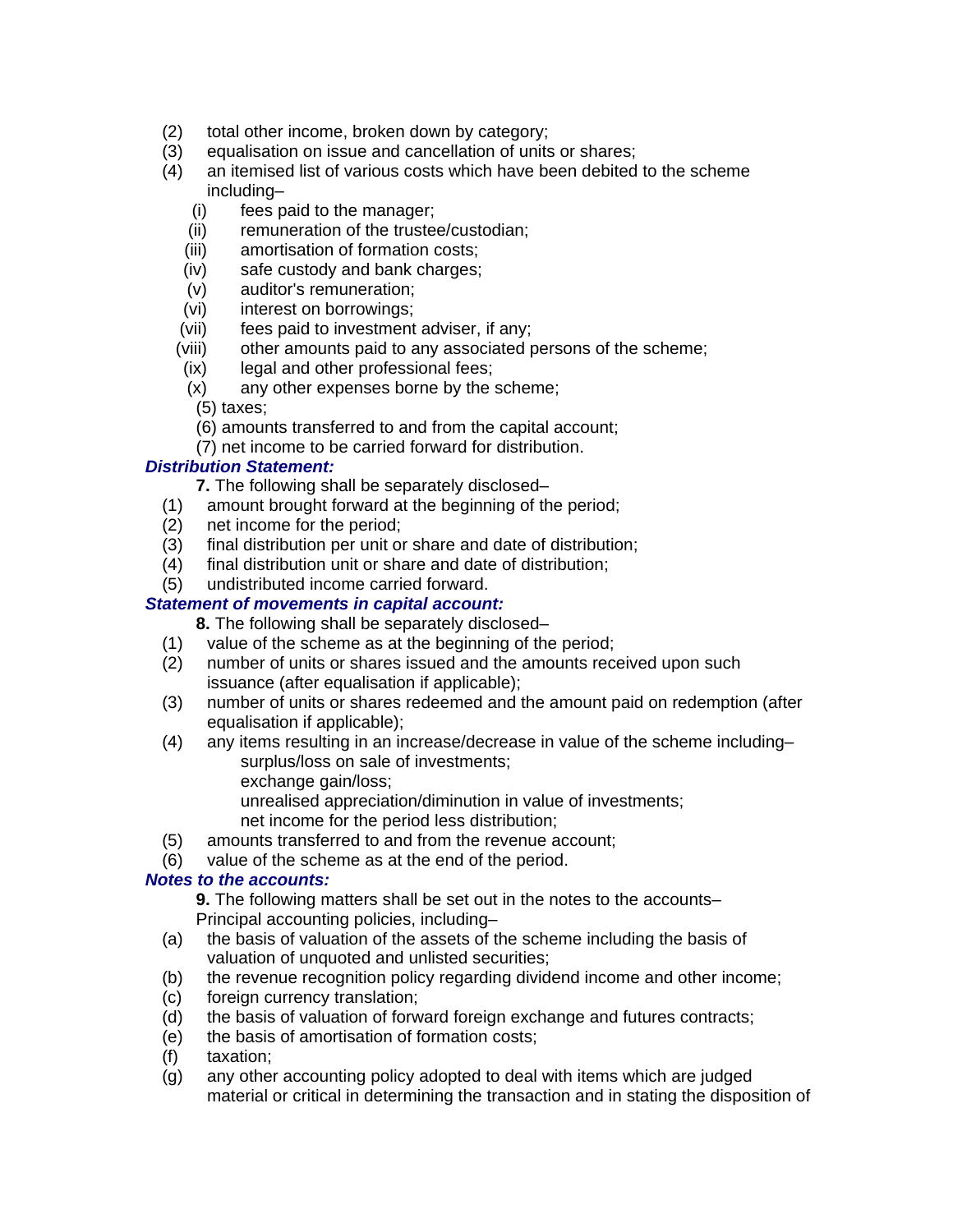(2) total other income, broken down by category;

(3) equalisation on issue and cancellation of units or shares;

(4) an itemised list of various costs which have been debited to the scheme including–

- (i) fees paid to the manager;
- (ii) remuneration of the trustee/custodian;
- (iii) amortisation of formation costs;
- (iv) safe custody and bank charges;
- (v) auditor's remuneration;
- (vi) interest on borrowings;
- (vii) fees paid to investment adviser, if any;
- (viii) other amounts paid to any associated persons of the scheme;
- (ix) legal and other professional fees;
- (x) any other expenses borne by the scheme;

(5) taxes;

(6) amounts transferred to and from the capital account;

(7) net income to be carried forward for distribution.

***Distribution Statement:***

**7.** The following shall be separately disclosed–

(1) amount brought forward at the beginning of the period;

(2) net income for the period;

(3) final distribution per unit or share and date of distribution;

(4) final distribution unit or share and date of distribution;

(5) undistributed income carried forward.

***Statement of movements in capital account:***

**8.** The following shall be separately disclosed–

(1) value of the scheme as at the beginning of the period;

(2) number of units or shares issued and the amounts received upon such issuance (after equalisation if applicable);

(3) number of units or shares redeemed and the amount paid on redemption (after equalisation if applicable);

(4) any items resulting in an increase/decrease in value of the scheme including–

surplus/loss on sale of investments;
exchange gain/loss;
unrealised appreciation/diminution in value of investments;
net income for the period less distribution;

(5) amounts transferred to and from the revenue account;

(6) value of the scheme as at the end of the period.

***Notes to the accounts:***

**9.** The following matters shall be set out in the notes to the accounts–

Principal accounting policies, including–

(a) the basis of valuation of the assets of the scheme including the basis of valuation of unquoted and unlisted securities;

(b) the revenue recognition policy regarding dividend income and other income;

(c) foreign currency translation;

(d) the basis of valuation of forward foreign exchange and futures contracts;

(e) the basis of amortisation of formation costs;

(f) taxation;

(g) any other accounting policy adopted to deal with items which are judged material or critical in determining the transaction and in stating the disposition of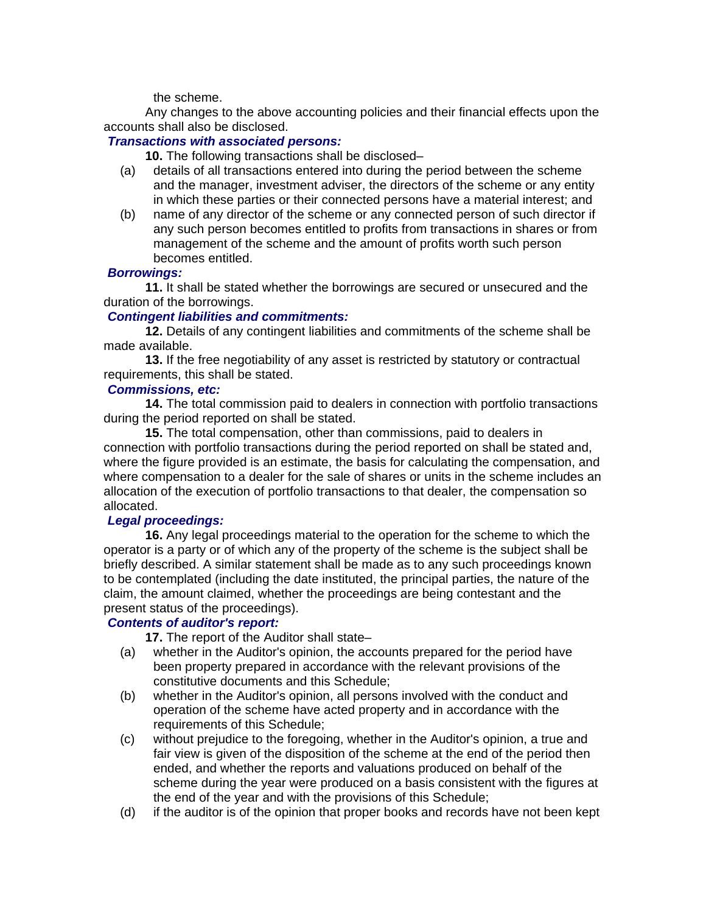the scheme.

Any changes to the above accounting policies and their financial effects upon the accounts shall also be disclosed.

***Transactions with associated persons:***

**10.** The following transactions shall be disclosed–

(a) details of all transactions entered into during the period between the scheme and the manager, investment adviser, the directors of the scheme or any entity in which these parties or their connected persons have a material interest; and

(b) name of any director of the scheme or any connected person of such director if any such person becomes entitled to profits from transactions in shares or from management of the scheme and the amount of profits worth such person becomes entitled.

***Borrowings:***

**11.** It shall be stated whether the borrowings are secured or unsecured and the duration of the borrowings.

***Contingent liabilities and commitments:***

**12.** Details of any contingent liabilities and commitments of the scheme shall be made available.

**13.** If the free negotiability of any asset is restricted by statutory or contractual requirements, this shall be stated.

***Commissions, etc:***

**14.** The total commission paid to dealers in connection with portfolio transactions during the period reported on shall be stated.

**15.** The total compensation, other than commissions, paid to dealers in connection with portfolio transactions during the period reported on shall be stated and, where the figure provided is an estimate, the basis for calculating the compensation, and where compensation to a dealer for the sale of shares or units in the scheme includes an allocation of the execution of portfolio transactions to that dealer, the compensation so allocated.

***Legal proceedings:***

**16.** Any legal proceedings material to the operation for the scheme to which the operator is a party or of which any of the property of the scheme is the subject shall be briefly described. A similar statement shall be made as to any such proceedings known to be contemplated (including the date instituted, the principal parties, the nature of the claim, the amount claimed, whether the proceedings are being contestant and the present status of the proceedings).

***Contents of auditor's report:***

**17.** The report of the Auditor shall state–

(a) whether in the Auditor's opinion, the accounts prepared for the period have been property prepared in accordance with the relevant provisions of the constitutive documents and this Schedule;

(b) whether in the Auditor's opinion, all persons involved with the conduct and operation of the scheme have acted property and in accordance with the requirements of this Schedule;

(c) without prejudice to the foregoing, whether in the Auditor's opinion, a true and fair view is given of the disposition of the scheme at the end of the period then ended, and whether the reports and valuations produced on behalf of the scheme during the year were produced on a basis consistent with the figures at the end of the year and with the provisions of this Schedule;

(d) if the auditor is of the opinion that proper books and records have not been kept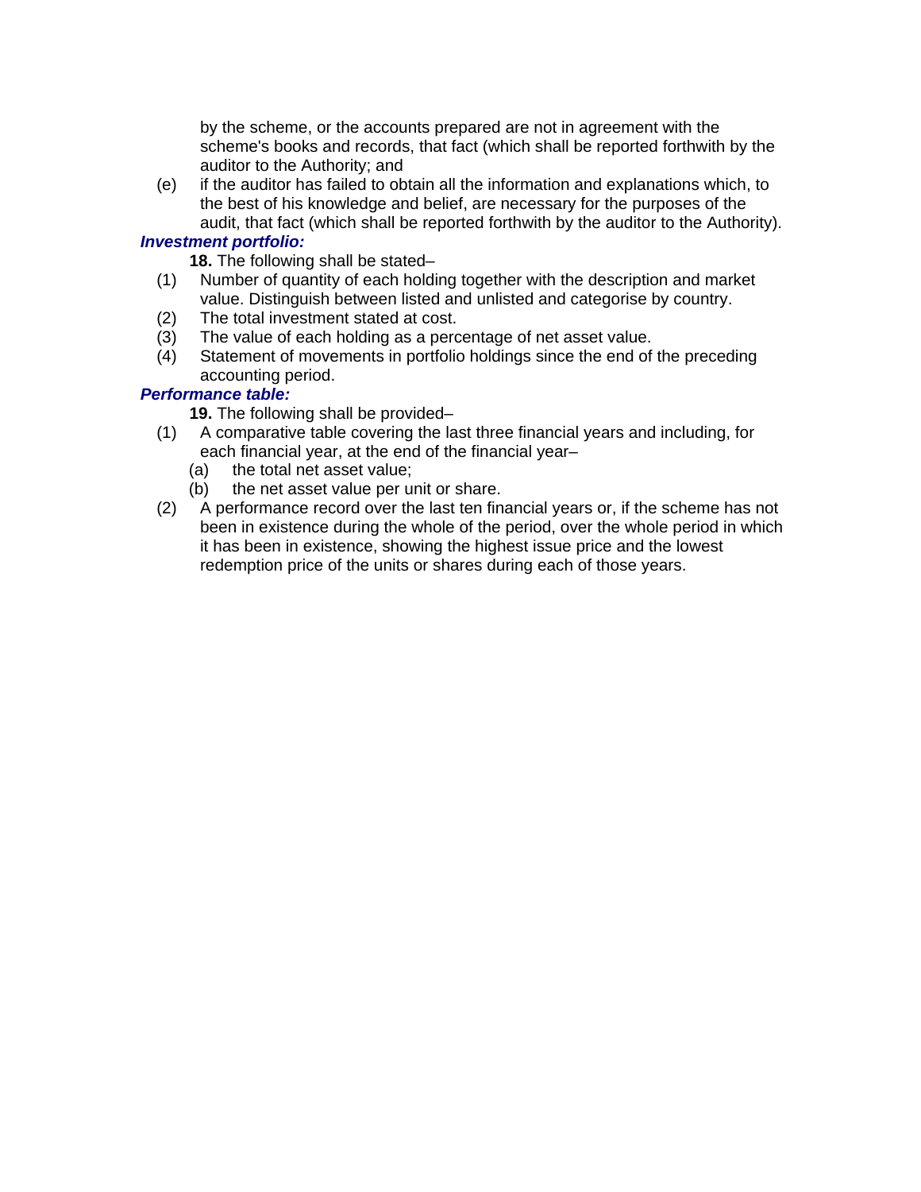by the scheme, or the accounts prepared are not in agreement with the scheme's books and records, that fact (which shall be reported forthwith by the auditor to the Authority; and

(e) if the auditor has failed to obtain all the information and explanations which, to the best of his knowledge and belief, are necessary for the purposes of the audit, that fact (which shall be reported forthwith by the auditor to the Authority).

***Investment portfolio:***

**18.** The following shall be stated–

(1) Number of quantity of each holding together with the description and market value. Distinguish between listed and unlisted and categorise by country.

(2) The total investment stated at cost.

(3) The value of each holding as a percentage of net asset value.

(4) Statement of movements in portfolio holdings since the end of the preceding accounting period.

***Performance table:***

**19.** The following shall be provided–

(1) A comparative table covering the last three financial years and including, for each financial year, at the end of the financial year–

(a) the total net asset value;

(b) the net asset value per unit or share.

(2) A performance record over the last ten financial years or, if the scheme has not been in existence during the whole of the period, over the whole period in which it has been in existence, showing the highest issue price and the lowest redemption price of the units or shares during each of those years.